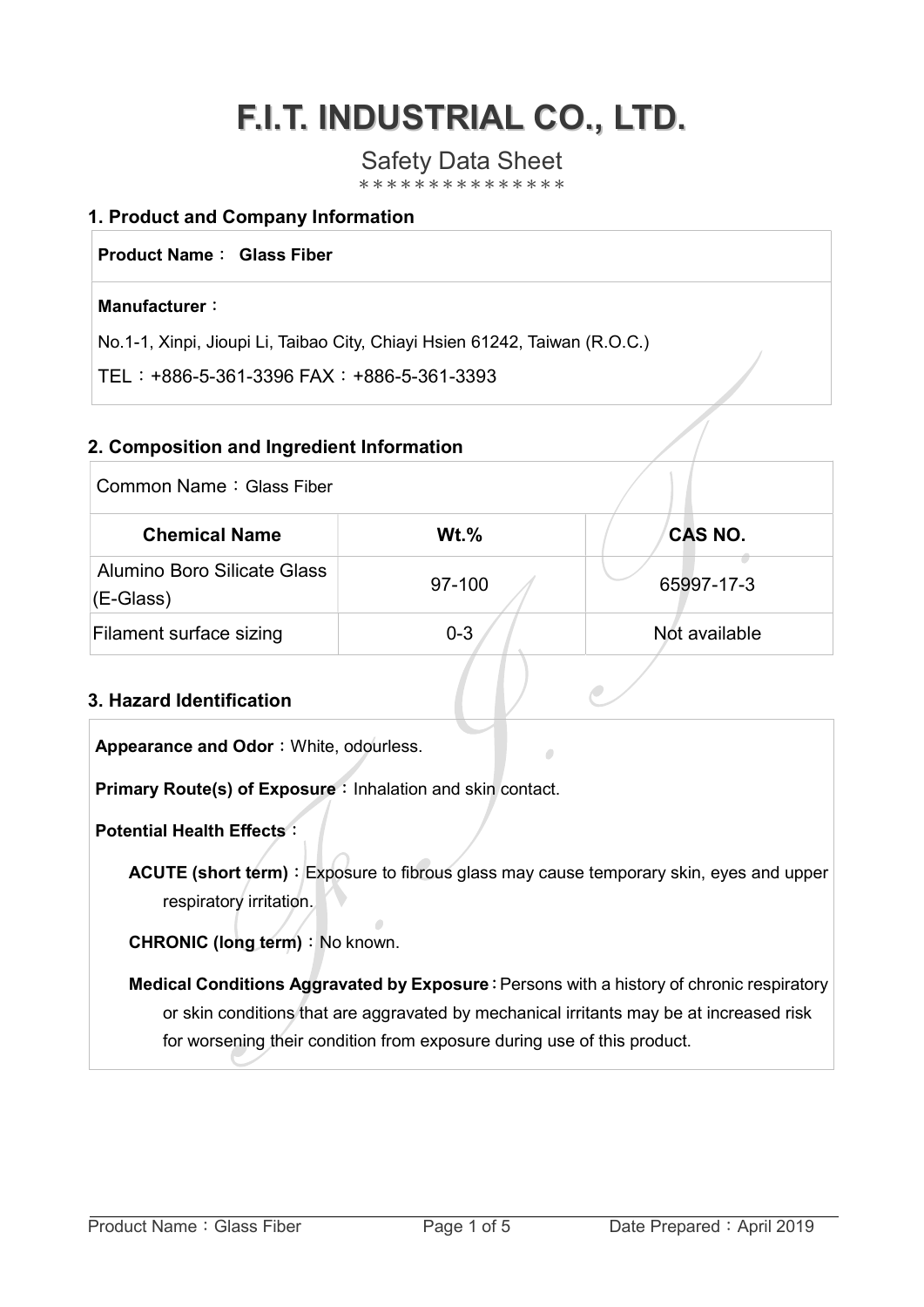／# F.I.T. INDUSTRIAL CO., LTD.

Safety Data Sheet

＊＊＊＊＊＊＊＊＊＊＊＊＊＊＊

## 1. Product and Company Information

**Product Name：** **Glass Fiber**

**Manufacturer：**

No.1-1, Xinpi, Jioupi Li, Taibao City, Chiayi Hsien 61242, Taiwan (R.O.C.)

TEL：+886-5-361-3396 FAX：+886-5-361-3393

## 2. Composition and Ingredient Information

Common Name：Glass Fiber

| Chemical Name | Wt.% | CAS NO. |
|---|---|---|
| Alumino Boro Silicate Glass (E-Glass) | 97-100 | 65997-17-3 |
| Filament surface sizing | 0-3 | Not available |

## 3. Hazard Identification

**Appearance and Odor：** White, odourless.

**Primary Route(s) of Exposure：** Inhalation and skin contact.

**Potential Health Effects：**

- **ACUTE (short term)：** Exposure to fibrous glass may cause temporary skin, eyes and upper respiratory irritation.
- **CHRONIC (long term)：** No known.
- **Medical Conditions Aggravated by Exposure：** Persons with a history of chronic respiratory or skin conditions that are aggravated by mechanical irritants may be at increased risk for worsening their condition from exposure during use of this product.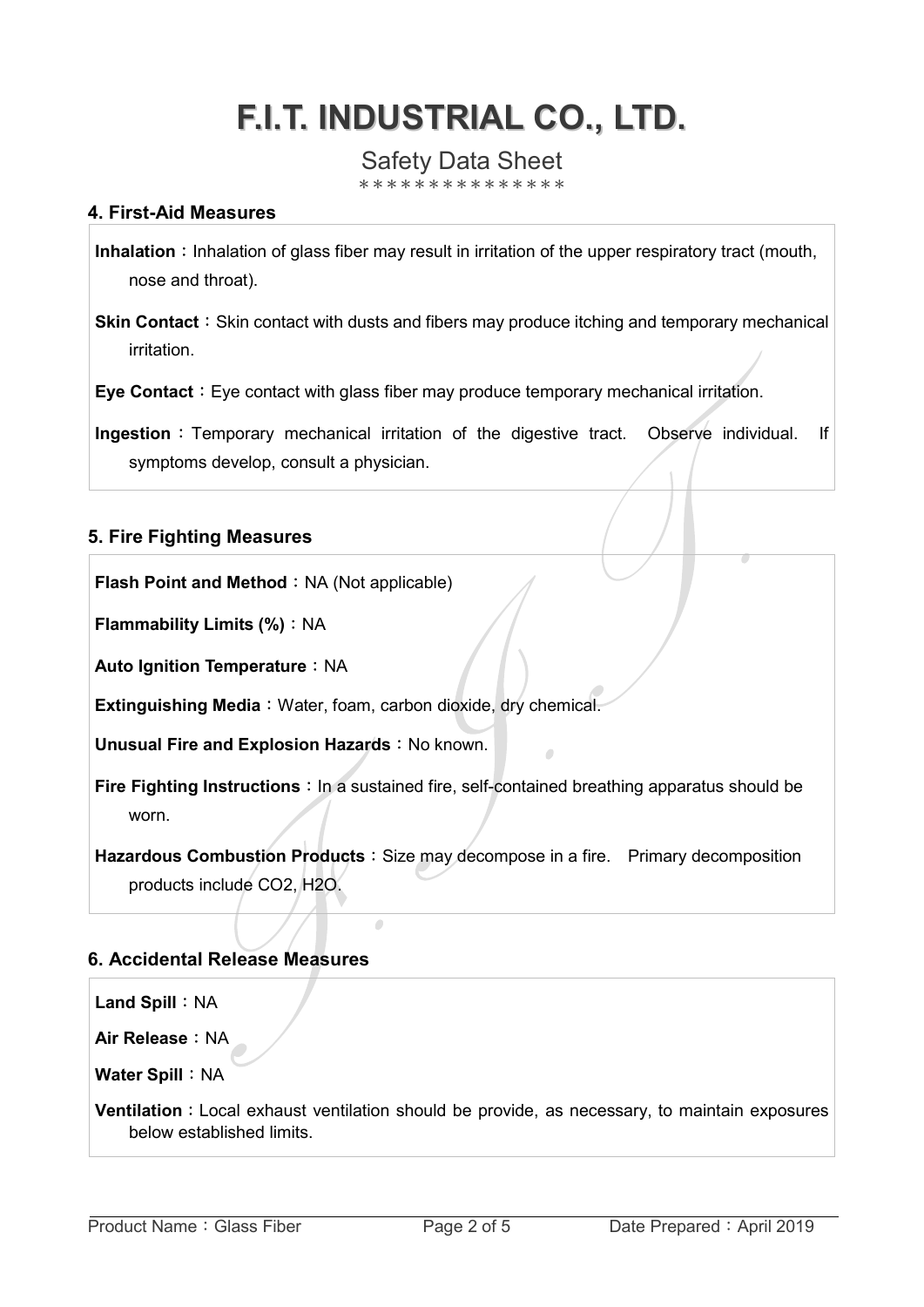# F.I.T. INDUSTRIAL CO., LTD.

Safety Data Sheet

## 4. First-Aid Measures

**Inhalation**：Inhalation of glass fiber may result in irritation of the upper respiratory tract (mouth, nose and throat).

**Skin Contact**：Skin contact with dusts and fibers may produce itching and temporary mechanical irritation.

**Eye Contact**：Eye contact with glass fiber may produce temporary mechanical irritation.

**Ingestion**：Temporary mechanical irritation of the digestive tract. Observe individual. If symptoms develop, consult a physician.

## 5. Fire Fighting Measures

**Flash Point and Method**：NA (Not applicable)

**Flammability Limits (%)**：NA

**Auto Ignition Temperature**：NA

**Extinguishing Media**：Water, foam, carbon dioxide, dry chemical.

**Unusual Fire and Explosion Hazards**：No known.

**Fire Fighting Instructions**：In a sustained fire, self-contained breathing apparatus should be worn.

**Hazardous Combustion Products**：Size may decompose in a fire. Primary decomposition products include $CO_2$, $H_2O$.

## 6. Accidental Release Measures

**Land Spill**：NA

**Air Release**：NA

**Water Spill**：NA

**Ventilation**：Local exhaust ventilation should be provide, as necessary, to maintain exposures below established limits.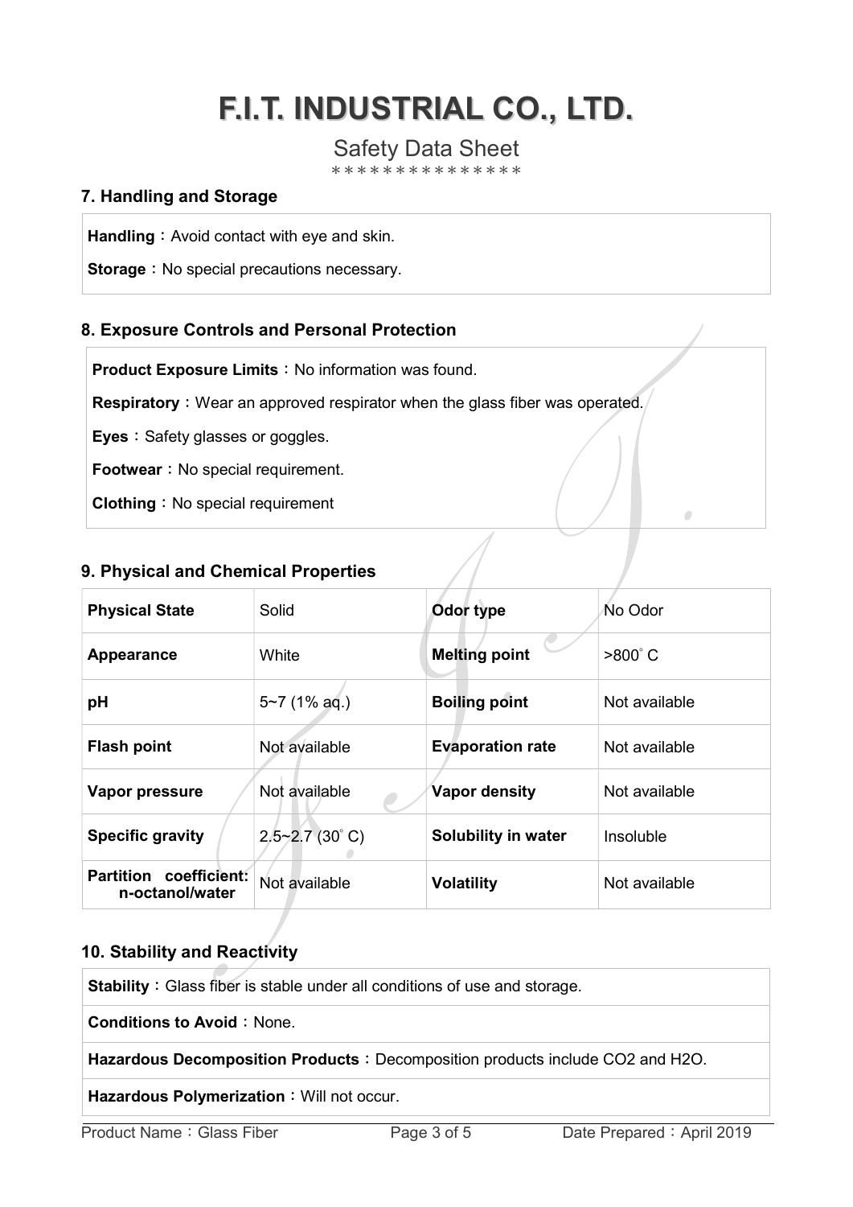# F.I.T. INDUSTRIAL CO., LTD.

Safety Data Sheet

\*\*\*\*\*\*\*\*\*\*\*\*\*\*\*

## 7. Handling and Storage

**Handling**：Avoid contact with eye and skin.

**Storage**：No special precautions necessary.

## 8. Exposure Controls and Personal Protection

**Product Exposure Limits**：No information was found.

**Respiratory**：Wear an approved respirator when the glass fiber was operated.

**Eyes**：Safety glasses or goggles.

**Footwear**：No special requirement.

**Clothing**：No special requirement

## 9. Physical and Chemical Properties

| | | | |
|---|---|---|---|
| **Physical State** | Solid | **Odor type** | No Odor |
| **Appearance** | White | **Melting point** | >800° C |
| **pH** | 5~7 (1% aq.) | **Boiling point** | Not available |
| **Flash point** | Not available | **Evaporation rate** | Not available |
| **Vapor pressure** | Not available | **Vapor density** | Not available |
| **Specific gravity** | 2.5~2.7 (30° C) | **Solubility in water** | Insoluble |
| **Partition coefficient: n-octanol/water** | Not available | **Volatility** | Not available |

## 10. Stability and Reactivity

**Stability**：Glass fiber is stable under all conditions of use and storage.

**Conditions to Avoid**：None.

**Hazardous Decomposition Products**：Decomposition products include $CO_2$ and $H_2O$.

**Hazardous Polymerization**：Will not occur.

Product Name：Glass Fiber　　Date Prepared：April 2019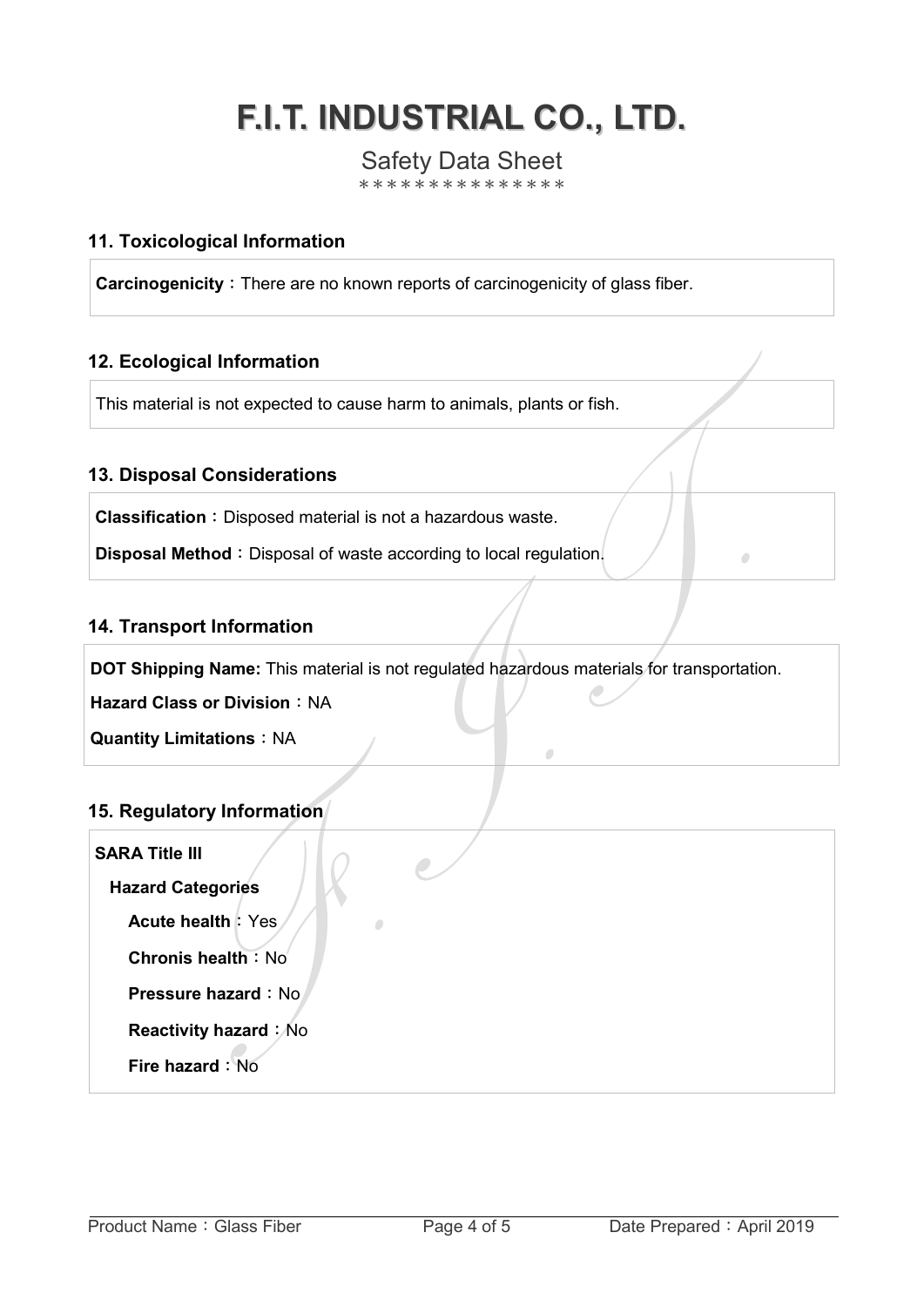# F.I.T. INDUSTRIAL CO., LTD.

Safety Data Sheet

## 11. Toxicological Information

**Carcinogenicity**：There are no known reports of carcinogenicity of glass fiber.

## 12. Ecological Information

This material is not expected to cause harm to animals, plants or fish.

## 13. Disposal Considerations

**Classification**：Disposed material is not a hazardous waste.

**Disposal Method**：Disposal of waste according to local regulation.

## 14. Transport Information

**DOT Shipping Name:** This material is not regulated hazardous materials for transportation.

**Hazard Class or Division**：NA

**Quantity Limitations**：NA

## 15. Regulatory Information

**SARA Title III**

**Hazard Categories**

- **Acute health**：Yes
- **Chronis health**：No
- **Pressure hazard**：No
- **Reactivity hazard**：No
- **Fire hazard**：No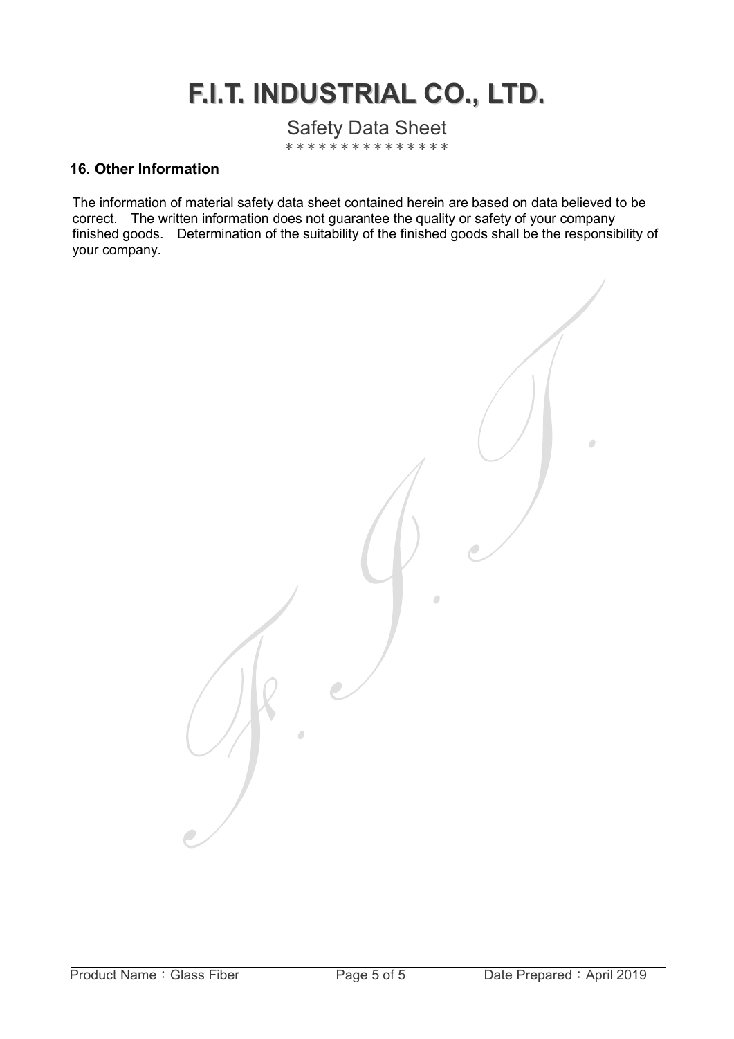# F.I.T. INDUSTRIAL CO., LTD.

Safety Data Sheet

***************

### 16. Other Information

The information of material safety data sheet contained herein are based on data believed to be correct. The written information does not guarantee the quality or safety of your company finished goods. Determination of the suitability of the finished goods shall be the responsibility of your company.